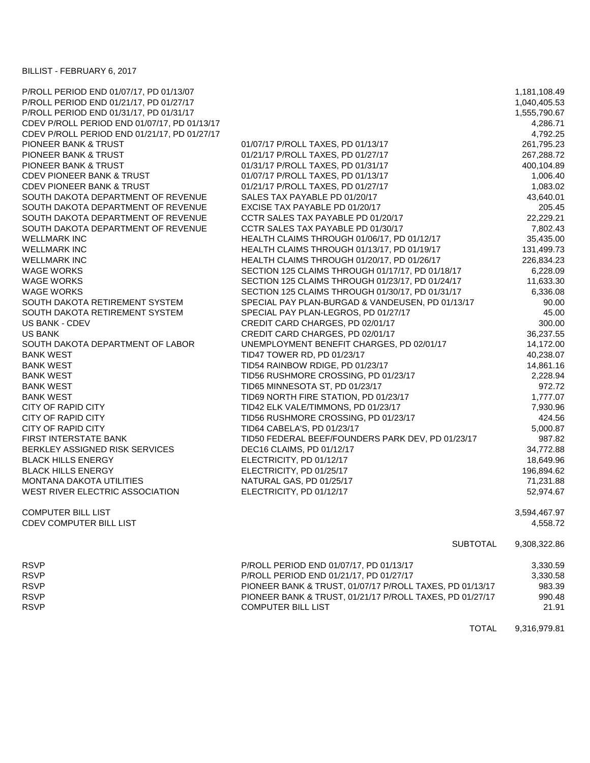BILLIST - FEBRUARY 6, 2017

| | | |
|---|---|---|
| P/ROLL PERIOD END 01/07/17, PD 01/13/07 | | 1,181,108.49 |
| P/ROLL PERIOD END 01/21/17, PD 01/27/17 | | 1,040,405.53 |
| P/ROLL PERIOD END 01/31/17, PD 01/31/17 | | 1,555,790.67 |
| CDEV P/ROLL PERIOD END 01/07/17, PD 01/13/17 | | 4,286.71 |
| CDEV P/ROLL PERIOD END 01/21/17, PD 01/27/17 | | 4,792.25 |
| PIONEER BANK & TRUST | 01/07/17 P/ROLL TAXES, PD 01/13/17 | 261,795.23 |
| PIONEER BANK & TRUST | 01/21/17 P/ROLL TAXES, PD 01/27/17 | 267,288.72 |
| PIONEER BANK & TRUST | 01/31/17 P/ROLL TAXES, PD 01/31/17 | 400,104.89 |
| CDEV PIONEER BANK & TRUST | 01/07/17 P/ROLL TAXES, PD 01/13/17 | 1,006.40 |
| CDEV PIONEER BANK & TRUST | 01/21/17 P/ROLL TAXES, PD 01/27/17 | 1,083.02 |
| SOUTH DAKOTA DEPARTMENT OF REVENUE | SALES TAX PAYABLE PD 01/20/17 | 43,640.01 |
| SOUTH DAKOTA DEPARTMENT OF REVENUE | EXCISE TAX PAYABLE PD 01/20/17 | 205.45 |
| SOUTH DAKOTA DEPARTMENT OF REVENUE | CCTR SALES TAX PAYABLE PD 01/20/17 | 22,229.21 |
| SOUTH DAKOTA DEPARTMENT OF REVENUE | CCTR SALES TAX PAYABLE PD 01/30/17 | 7,802.43 |
| WELLMARK INC | HEALTH CLAIMS THROUGH 01/06/17, PD 01/12/17 | 35,435.00 |
| WELLMARK INC | HEALTH CLAIMS THROUGH 01/13/17, PD 01/19/17 | 131,499.73 |
| WELLMARK INC | HEALTH CLAIMS THROUGH 01/20/17, PD 01/26/17 | 226,834.23 |
| WAGE WORKS | SECTION 125 CLAIMS THROUGH 01/17/17, PD 01/18/17 | 6,228.09 |
| WAGE WORKS | SECTION 125 CLAIMS THROUGH 01/23/17, PD 01/24/17 | 11,633.30 |
| WAGE WORKS | SECTION 125 CLAIMS THROUGH 01/30/17, PD 01/31/17 | 6,336.08 |
| SOUTH DAKOTA RETIREMENT SYSTEM | SPECIAL PAY PLAN-BURGAD & VANDEUSEN, PD 01/13/17 | 90.00 |
| SOUTH DAKOTA RETIREMENT SYSTEM | SPECIAL PAY PLAN-LEGROS, PD 01/27/17 | 45.00 |
| US BANK - CDEV | CREDIT CARD CHARGES, PD 02/01/17 | 300.00 |
| US BANK | CREDIT CARD CHARGES, PD 02/01/17 | 36,237.55 |
| SOUTH DAKOTA DEPARTMENT OF LABOR | UNEMPLOYMENT BENEFIT CHARGES, PD 02/01/17 | 14,172.00 |
| BANK WEST | TID47 TOWER RD, PD 01/23/17 | 40,238.07 |
| BANK WEST | TID54 RAINBOW RDIGE, PD 01/23/17 | 14,861.16 |
| BANK WEST | TID56 RUSHMORE CROSSING, PD 01/23/17 | 2,228.94 |
| BANK WEST | TID65 MINNESOTA ST, PD 01/23/17 | 972.72 |
| BANK WEST | TID69 NORTH FIRE STATION, PD 01/23/17 | 1,777.07 |
| CITY OF RAPID CITY | TID42 ELK VALE/TIMMONS, PD 01/23/17 | 7,930.96 |
| CITY OF RAPID CITY | TID56 RUSHMORE CROSSING, PD 01/23/17 | 424.56 |
| CITY OF RAPID CITY | TID64 CABELA'S, PD 01/23/17 | 5,000.87 |
| FIRST INTERSTATE BANK | TID50 FEDERAL BEEF/FOUNDERS PARK DEV, PD 01/23/17 | 987.82 |
| BERKLEY ASSIGNED RISK SERVICES | DEC16 CLAIMS, PD 01/12/17 | 34,772.88 |
| BLACK HILLS ENERGY | ELECTRICITY, PD 01/12/17 | 18,649.96 |
| BLACK HILLS ENERGY | ELECTRICITY, PD 01/25/17 | 196,894.62 |
| MONTANA DAKOTA UTILITIES | NATURAL GAS, PD 01/25/17 | 71,231.88 |
| WEST RIVER ELECTRIC ASSOCIATION | ELECTRICITY, PD 01/12/17 | 52,974.67 |
| | | |
| COMPUTER BILL LIST | | 3,594,467.97 |
| CDEV COMPUTER BILL LIST | | 4,558.72 |
| | | |
| | SUBTOTAL | 9,308,322.86 |
| | | |
| RSVP | P/ROLL PERIOD END 01/07/17, PD 01/13/17 | 3,330.59 |
| RSVP | P/ROLL PERIOD END 01/21/17, PD 01/27/17 | 3,330.58 |
| RSVP | PIONEER BANK & TRUST, 01/07/17 P/ROLL TAXES, PD 01/13/17 | 983.39 |
| RSVP | PIONEER BANK & TRUST, 01/21/17 P/ROLL TAXES, PD 01/27/17 | 990.48 |
| RSVP | COMPUTER BILL LIST | 21.91 |
| | | |
| | TOTAL | 9,316,979.81 |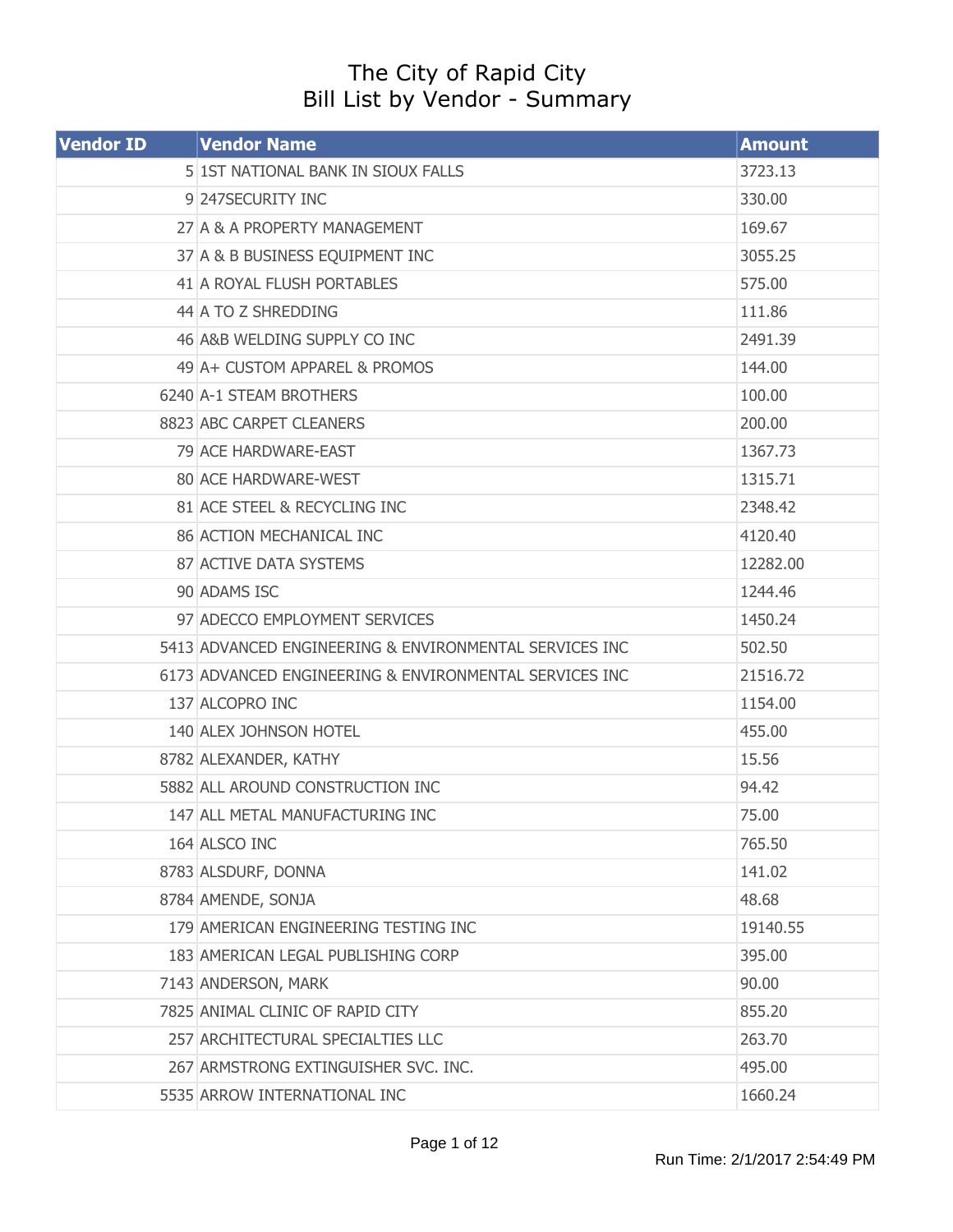# The City of Rapid City
## Bill List by Vendor - Summary

| Vendor ID | Vendor Name | Amount |
|---|---|---|
| 5 | 1ST NATIONAL BANK IN SIOUX FALLS | 3723.13 |
| 9 | 247SECURITY INC | 330.00 |
| 27 | A & A PROPERTY MANAGEMENT | 169.67 |
| 37 | A & B BUSINESS EQUIPMENT INC | 3055.25 |
| 41 | A ROYAL FLUSH PORTABLES | 575.00 |
| 44 | A TO Z SHREDDING | 111.86 |
| 46 | A&B WELDING SUPPLY CO INC | 2491.39 |
| 49 | A+ CUSTOM APPAREL & PROMOS | 144.00 |
| 6240 | A-1 STEAM BROTHERS | 100.00 |
| 8823 | ABC CARPET CLEANERS | 200.00 |
| 79 | ACE HARDWARE-EAST | 1367.73 |
| 80 | ACE HARDWARE-WEST | 1315.71 |
| 81 | ACE STEEL & RECYCLING INC | 2348.42 |
| 86 | ACTION MECHANICAL INC | 4120.40 |
| 87 | ACTIVE DATA SYSTEMS | 12282.00 |
| 90 | ADAMS ISC | 1244.46 |
| 97 | ADECCO EMPLOYMENT SERVICES | 1450.24 |
| 5413 | ADVANCED ENGINEERING & ENVIRONMENTAL SERVICES INC | 502.50 |
| 6173 | ADVANCED ENGINEERING & ENVIRONMENTAL SERVICES INC | 21516.72 |
| 137 | ALCOPRO INC | 1154.00 |
| 140 | ALEX JOHNSON HOTEL | 455.00 |
| 8782 | ALEXANDER, KATHY | 15.56 |
| 5882 | ALL AROUND CONSTRUCTION INC | 94.42 |
| 147 | ALL METAL MANUFACTURING INC | 75.00 |
| 164 | ALSCO INC | 765.50 |
| 8783 | ALSDURF, DONNA | 141.02 |
| 8784 | AMENDE, SONJA | 48.68 |
| 179 | AMERICAN ENGINEERING TESTING INC | 19140.55 |
| 183 | AMERICAN LEGAL PUBLISHING CORP | 395.00 |
| 7143 | ANDERSON, MARK | 90.00 |
| 7825 | ANIMAL CLINIC OF RAPID CITY | 855.20 |
| 257 | ARCHITECTURAL SPECIALTIES LLC | 263.70 |
| 267 | ARMSTRONG EXTINGUISHER SVC. INC. | 495.00 |
| 5535 | ARROW INTERNATIONAL INC | 1660.24 |

Run Time: 2/1/2017 2:54:49 PM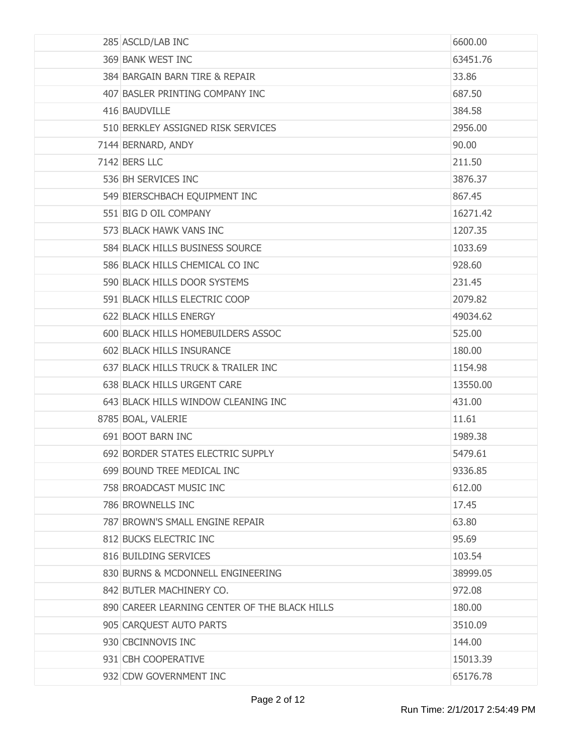| | | |
|---|---|---|
| 285 | ASCLD/LAB INC | 6600.00 |
| 369 | BANK WEST INC | 63451.76 |
| 384 | BARGAIN BARN TIRE & REPAIR | 33.86 |
| 407 | BASLER PRINTING COMPANY INC | 687.50 |
| 416 | BAUDVILLE | 384.58 |
| 510 | BERKLEY ASSIGNED RISK SERVICES | 2956.00 |
| 7144 | BERNARD, ANDY | 90.00 |
| 7142 | BERS LLC | 211.50 |
| 536 | BH SERVICES INC | 3876.37 |
| 549 | BIERSCHBACH EQUIPMENT INC | 867.45 |
| 551 | BIG D OIL COMPANY | 16271.42 |
| 573 | BLACK HAWK VANS INC | 1207.35 |
| 584 | BLACK HILLS BUSINESS SOURCE | 1033.69 |
| 586 | BLACK HILLS CHEMICAL CO INC | 928.60 |
| 590 | BLACK HILLS DOOR SYSTEMS | 231.45 |
| 591 | BLACK HILLS ELECTRIC COOP | 2079.82 |
| 622 | BLACK HILLS ENERGY | 49034.62 |
| 600 | BLACK HILLS HOMEBUILDERS ASSOC | 525.00 |
| 602 | BLACK HILLS INSURANCE | 180.00 |
| 637 | BLACK HILLS TRUCK & TRAILER INC | 1154.98 |
| 638 | BLACK HILLS URGENT CARE | 13550.00 |
| 643 | BLACK HILLS WINDOW CLEANING INC | 431.00 |
| 8785 | BOAL, VALERIE | 11.61 |
| 691 | BOOT BARN INC | 1989.38 |
| 692 | BORDER STATES ELECTRIC SUPPLY | 5479.61 |
| 699 | BOUND TREE MEDICAL INC | 9336.85 |
| 758 | BROADCAST MUSIC INC | 612.00 |
| 786 | BROWNELLS INC | 17.45 |
| 787 | BROWN'S SMALL ENGINE REPAIR | 63.80 |
| 812 | BUCKS ELECTRIC INC | 95.69 |
| 816 | BUILDING SERVICES | 103.54 |
| 830 | BURNS & MCDONNELL ENGINEERING | 38999.05 |
| 842 | BUTLER MACHINERY CO. | 972.08 |
| 890 | CAREER LEARNING CENTER OF THE BLACK HILLS | 180.00 |
| 905 | CARQUEST AUTO PARTS | 3510.09 |
| 930 | CBCINNOVIS INC | 144.00 |
| 931 | CBH COOPERATIVE | 15013.39 |
| 932 | CDW GOVERNMENT INC | 65176.78 |

Run Time: 2/1/2017 2:54:49 PM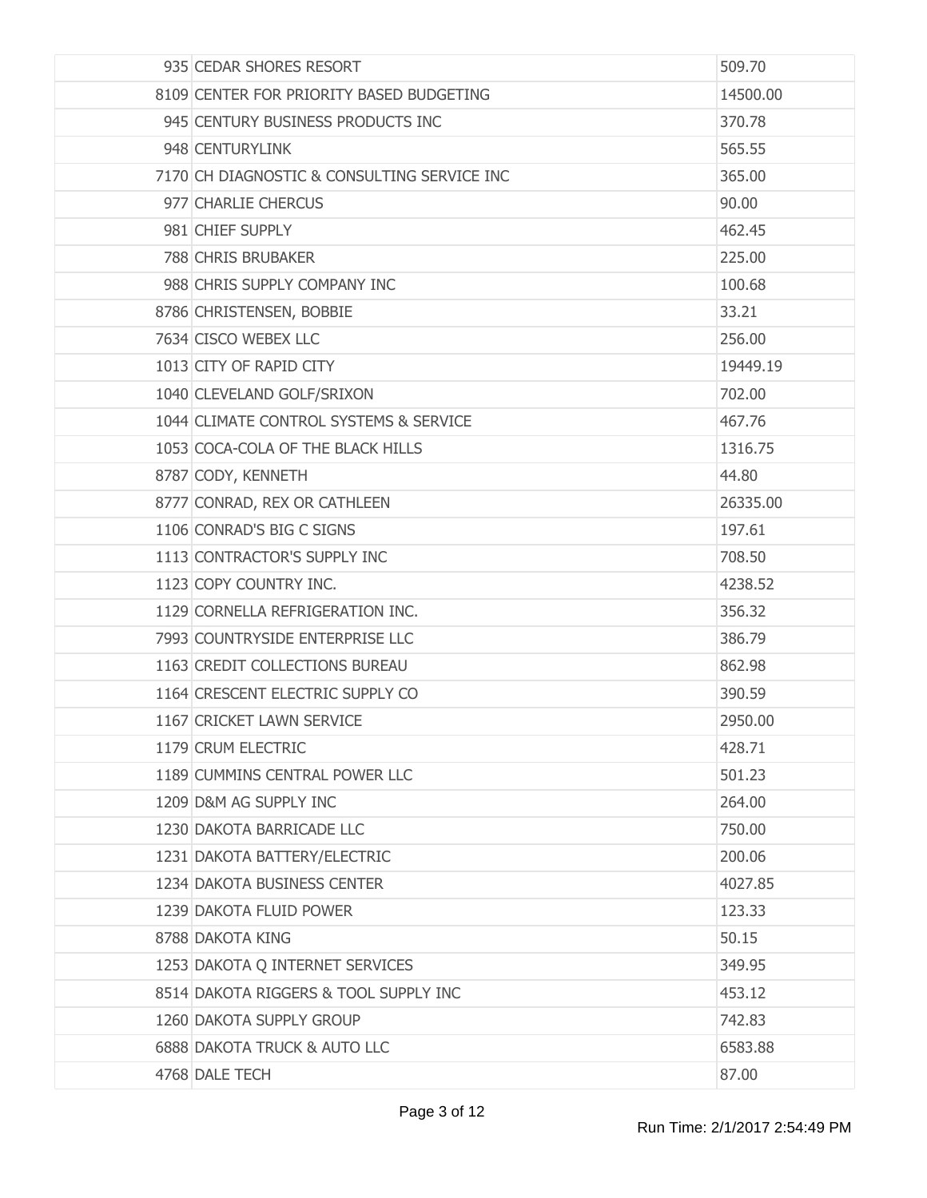| | | |
|---|---|---|
| 935 | CEDAR SHORES RESORT | 509.70 |
| 8109 | CENTER FOR PRIORITY BASED BUDGETING | 14500.00 |
| 945 | CENTURY BUSINESS PRODUCTS INC | 370.78 |
| 948 | CENTURYLINK | 565.55 |
| 7170 | CH DIAGNOSTIC & CONSULTING SERVICE INC | 365.00 |
| 977 | CHARLIE CHERCUS | 90.00 |
| 981 | CHIEF SUPPLY | 462.45 |
| 788 | CHRIS BRUBAKER | 225.00 |
| 988 | CHRIS SUPPLY COMPANY INC | 100.68 |
| 8786 | CHRISTENSEN, BOBBIE | 33.21 |
| 7634 | CISCO WEBEX LLC | 256.00 |
| 1013 | CITY OF RAPID CITY | 19449.19 |
| 1040 | CLEVELAND GOLF/SRIXON | 702.00 |
| 1044 | CLIMATE CONTROL SYSTEMS & SERVICE | 467.76 |
| 1053 | COCA-COLA OF THE BLACK HILLS | 1316.75 |
| 8787 | CODY, KENNETH | 44.80 |
| 8777 | CONRAD, REX OR CATHLEEN | 26335.00 |
| 1106 | CONRAD'S BIG C SIGNS | 197.61 |
| 1113 | CONTRACTOR'S SUPPLY INC | 708.50 |
| 1123 | COPY COUNTRY INC. | 4238.52 |
| 1129 | CORNELLA REFRIGERATION INC. | 356.32 |
| 7993 | COUNTRYSIDE ENTERPRISE LLC | 386.79 |
| 1163 | CREDIT COLLECTIONS BUREAU | 862.98 |
| 1164 | CRESCENT ELECTRIC SUPPLY CO | 390.59 |
| 1167 | CRICKET LAWN SERVICE | 2950.00 |
| 1179 | CRUM ELECTRIC | 428.71 |
| 1189 | CUMMINS CENTRAL POWER LLC | 501.23 |
| 1209 | D&M AG SUPPLY INC | 264.00 |
| 1230 | DAKOTA BARRICADE LLC | 750.00 |
| 1231 | DAKOTA BATTERY/ELECTRIC | 200.06 |
| 1234 | DAKOTA BUSINESS CENTER | 4027.85 |
| 1239 | DAKOTA FLUID POWER | 123.33 |
| 8788 | DAKOTA KING | 50.15 |
| 1253 | DAKOTA Q INTERNET SERVICES | 349.95 |
| 8514 | DAKOTA RIGGERS & TOOL SUPPLY INC | 453.12 |
| 1260 | DAKOTA SUPPLY GROUP | 742.83 |
| 6888 | DAKOTA TRUCK & AUTO LLC | 6583.88 |
| 4768 | DALE TECH | 87.00 |

Run Time: 2/1/2017 2:54:49 PM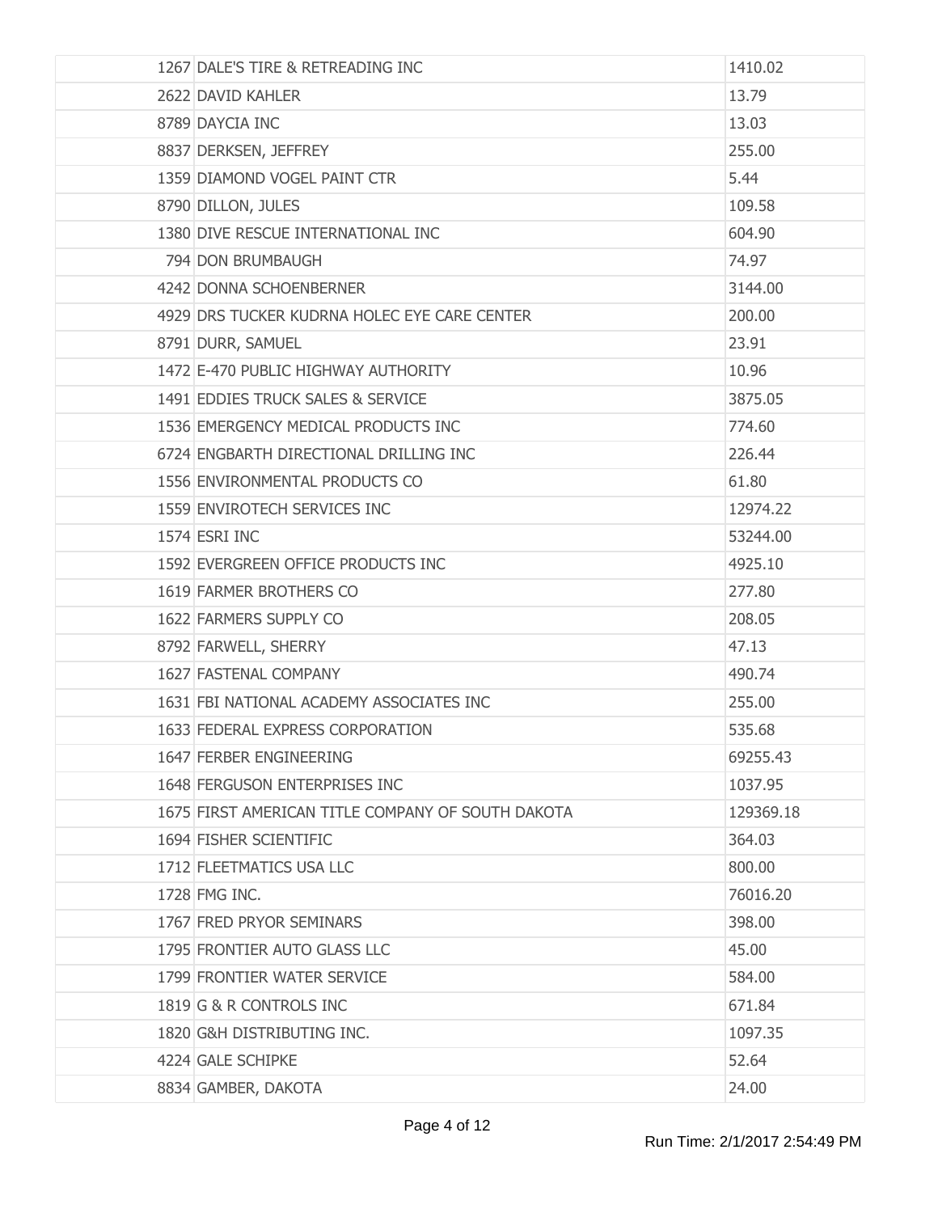| | | |
|---|---|---|
| 1267 | DALE'S TIRE & RETREADING INC | 1410.02 |
| 2622 | DAVID KAHLER | 13.79 |
| 8789 | DAYCIA INC | 13.03 |
| 8837 | DERKSEN, JEFFREY | 255.00 |
| 1359 | DIAMOND VOGEL PAINT CTR | 5.44 |
| 8790 | DILLON, JULES | 109.58 |
| 1380 | DIVE RESCUE INTERNATIONAL INC | 604.90 |
| 794 | DON BRUMBAUGH | 74.97 |
| 4242 | DONNA SCHOENBERNER | 3144.00 |
| 4929 | DRS TUCKER KUDRNA HOLEC EYE CARE CENTER | 200.00 |
| 8791 | DURR, SAMUEL | 23.91 |
| 1472 | E-470 PUBLIC HIGHWAY AUTHORITY | 10.96 |
| 1491 | EDDIES TRUCK SALES & SERVICE | 3875.05 |
| 1536 | EMERGENCY MEDICAL PRODUCTS INC | 774.60 |
| 6724 | ENGBARTH DIRECTIONAL DRILLING INC | 226.44 |
| 1556 | ENVIRONMENTAL PRODUCTS CO | 61.80 |
| 1559 | ENVIROTECH SERVICES INC | 12974.22 |
| 1574 | ESRI INC | 53244.00 |
| 1592 | EVERGREEN OFFICE PRODUCTS INC | 4925.10 |
| 1619 | FARMER BROTHERS CO | 277.80 |
| 1622 | FARMERS SUPPLY CO | 208.05 |
| 8792 | FARWELL, SHERRY | 47.13 |
| 1627 | FASTENAL COMPANY | 490.74 |
| 1631 | FBI NATIONAL ACADEMY ASSOCIATES INC | 255.00 |
| 1633 | FEDERAL EXPRESS CORPORATION | 535.68 |
| 1647 | FERBER ENGINEERING | 69255.43 |
| 1648 | FERGUSON ENTERPRISES INC | 1037.95 |
| 1675 | FIRST AMERICAN TITLE COMPANY OF SOUTH DAKOTA | 129369.18 |
| 1694 | FISHER SCIENTIFIC | 364.03 |
| 1712 | FLEETMATICS USA LLC | 800.00 |
| 1728 | FMG INC. | 76016.20 |
| 1767 | FRED PRYOR SEMINARS | 398.00 |
| 1795 | FRONTIER AUTO GLASS LLC | 45.00 |
| 1799 | FRONTIER WATER SERVICE | 584.00 |
| 1819 | G & R CONTROLS INC | 671.84 |
| 1820 | G&H DISTRIBUTING INC. | 1097.35 |
| 4224 | GALE SCHIPKE | 52.64 |
| 8834 | GAMBER, DAKOTA | 24.00 |

Run Time: 2/1/2017 2:54:49 PM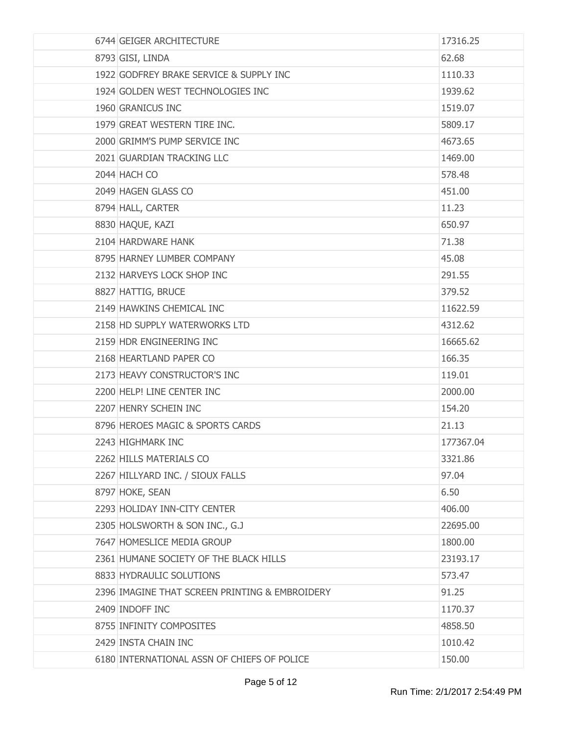| | | |
|---|---|---|
| | 6744 GEIGER ARCHITECTURE | 17316.25 |
| | 8793 GISI, LINDA | 62.68 |
| | 1922 GODFREY BRAKE SERVICE & SUPPLY INC | 1110.33 |
| | 1924 GOLDEN WEST TECHNOLOGIES INC | 1939.62 |
| | 1960 GRANICUS INC | 1519.07 |
| | 1979 GREAT WESTERN TIRE INC. | 5809.17 |
| | 2000 GRIMM'S PUMP SERVICE INC | 4673.65 |
| | 2021 GUARDIAN TRACKING LLC | 1469.00 |
| | 2044 HACH CO | 578.48 |
| | 2049 HAGEN GLASS CO | 451.00 |
| | 8794 HALL, CARTER | 11.23 |
| | 8830 HAQUE, KAZI | 650.97 |
| | 2104 HARDWARE HANK | 71.38 |
| | 8795 HARNEY LUMBER COMPANY | 45.08 |
| | 2132 HARVEYS LOCK SHOP INC | 291.55 |
| | 8827 HATTIG, BRUCE | 379.52 |
| | 2149 HAWKINS CHEMICAL INC | 11622.59 |
| | 2158 HD SUPPLY WATERWORKS LTD | 4312.62 |
| | 2159 HDR ENGINEERING INC | 16665.62 |
| | 2168 HEARTLAND PAPER CO | 166.35 |
| | 2173 HEAVY CONSTRUCTOR'S INC | 119.01 |
| | 2200 HELP! LINE CENTER INC | 2000.00 |
| | 2207 HENRY SCHEIN INC | 154.20 |
| | 8796 HEROES MAGIC & SPORTS CARDS | 21.13 |
| | 2243 HIGHMARK INC | 177367.04 |
| | 2262 HILLS MATERIALS CO | 3321.86 |
| | 2267 HILLYARD INC. / SIOUX FALLS | 97.04 |
| | 8797 HOKE, SEAN | 6.50 |
| | 2293 HOLIDAY INN-CITY CENTER | 406.00 |
| | 2305 HOLSWORTH & SON INC., G.J | 22695.00 |
| | 7647 HOMESLICE MEDIA GROUP | 1800.00 |
| | 2361 HUMANE SOCIETY OF THE BLACK HILLS | 23193.17 |
| | 8833 HYDRAULIC SOLUTIONS | 573.47 |
| | 2396 IMAGINE THAT SCREEN PRINTING & EMBROIDERY | 91.25 |
| | 2409 INDOFF INC | 1170.37 |
| | 8755 INFINITY COMPOSITES | 4858.50 |
| | 2429 INSTA CHAIN INC | 1010.42 |
| | 6180 INTERNATIONAL ASSN OF CHIEFS OF POLICE | 150.00 |

Run Time: 2/1/2017 2:54:49 PM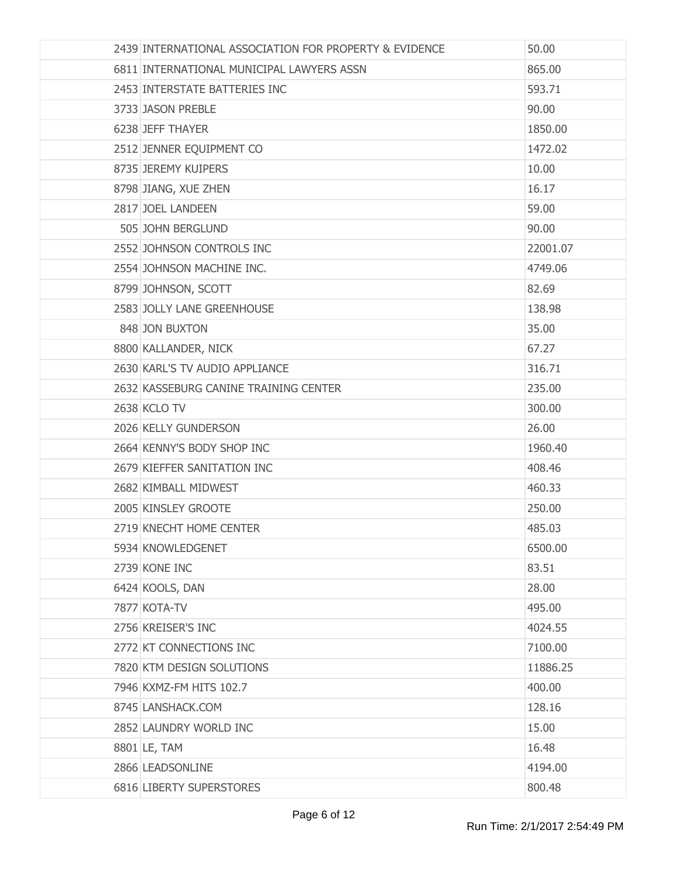| | | |
|---|---|---|
| | 2439 INTERNATIONAL ASSOCIATION FOR PROPERTY & EVIDENCE | 50.00 |
| | 6811 INTERNATIONAL MUNICIPAL LAWYERS ASSN | 865.00 |
| | 2453 INTERSTATE BATTERIES INC | 593.71 |
| | 3733 JASON PREBLE | 90.00 |
| | 6238 JEFF THAYER | 1850.00 |
| | 2512 JENNER EQUIPMENT CO | 1472.02 |
| | 8735 JEREMY KUIPERS | 10.00 |
| | 8798 JIANG, XUE ZHEN | 16.17 |
| | 2817 JOEL LANDEEN | 59.00 |
| | 505 JOHN BERGLUND | 90.00 |
| | 2552 JOHNSON CONTROLS INC | 22001.07 |
| | 2554 JOHNSON MACHINE INC. | 4749.06 |
| | 8799 JOHNSON, SCOTT | 82.69 |
| | 2583 JOLLY LANE GREENHOUSE | 138.98 |
| | 848 JON BUXTON | 35.00 |
| | 8800 KALLANDER, NICK | 67.27 |
| | 2630 KARL'S TV AUDIO APPLIANCE | 316.71 |
| | 2632 KASSEBURG CANINE TRAINING CENTER | 235.00 |
| | 2638 KCLO TV | 300.00 |
| | 2026 KELLY GUNDERSON | 26.00 |
| | 2664 KENNY'S BODY SHOP INC | 1960.40 |
| | 2679 KIEFFER SANITATION INC | 408.46 |
| | 2682 KIMBALL MIDWEST | 460.33 |
| | 2005 KINSLEY GROOTE | 250.00 |
| | 2719 KNECHT HOME CENTER | 485.03 |
| | 5934 KNOWLEDGENET | 6500.00 |
| | 2739 KONE INC | 83.51 |
| | 6424 KOOLS, DAN | 28.00 |
| | 7877 KOTA-TV | 495.00 |
| | 2756 KREISER'S INC | 4024.55 |
| | 2772 KT CONNECTIONS INC | 7100.00 |
| | 7820 KTM DESIGN SOLUTIONS | 11886.25 |
| | 7946 KXMZ-FM HITS 102.7 | 400.00 |
| | 8745 LANSHACK.COM | 128.16 |
| | 2852 LAUNDRY WORLD INC | 15.00 |
| | 8801 LE, TAM | 16.48 |
| | 2866 LEADSONLINE | 4194.00 |
| | 6816 LIBERTY SUPERSTORES | 800.48 |

Run Time: 2/1/2017 2:54:49 PM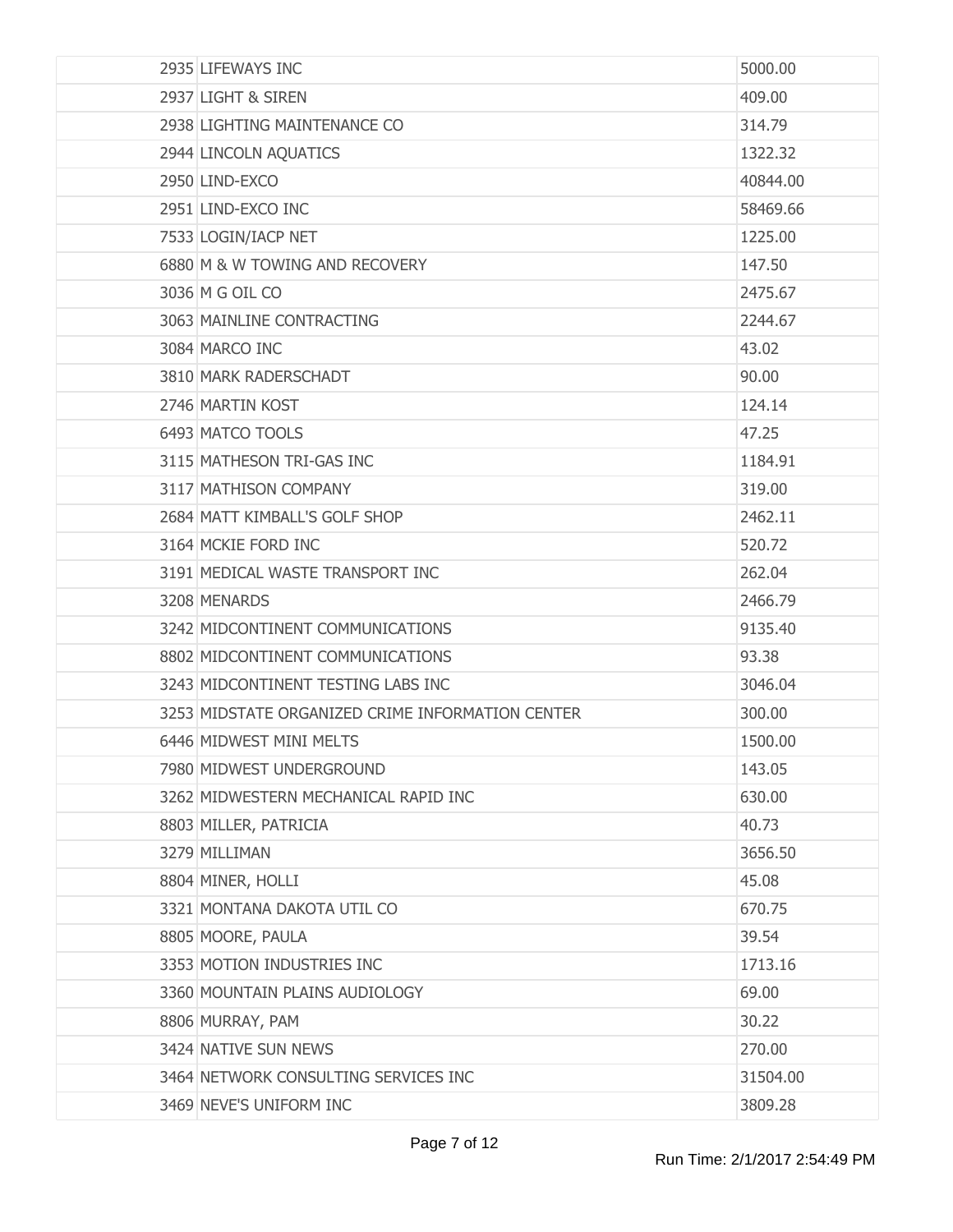| | | |
|---|---|---|
| | 2935 LIFEWAYS INC | 5000.00 |
| | 2937 LIGHT & SIREN | 409.00 |
| | 2938 LIGHTING MAINTENANCE CO | 314.79 |
| | 2944 LINCOLN AQUATICS | 1322.32 |
| | 2950 LIND-EXCO | 40844.00 |
| | 2951 LIND-EXCO INC | 58469.66 |
| | 7533 LOGIN/IACP NET | 1225.00 |
| | 6880 M & W TOWING AND RECOVERY | 147.50 |
| | 3036 M G OIL CO | 2475.67 |
| | 3063 MAINLINE CONTRACTING | 2244.67 |
| | 3084 MARCO INC | 43.02 |
| | 3810 MARK RADERSCHADT | 90.00 |
| | 2746 MARTIN KOST | 124.14 |
| | 6493 MATCO TOOLS | 47.25 |
| | 3115 MATHESON TRI-GAS INC | 1184.91 |
| | 3117 MATHISON COMPANY | 319.00 |
| | 2684 MATT KIMBALL'S GOLF SHOP | 2462.11 |
| | 3164 MCKIE FORD INC | 520.72 |
| | 3191 MEDICAL WASTE TRANSPORT INC | 262.04 |
| | 3208 MENARDS | 2466.79 |
| | 3242 MIDCONTINENT COMMUNICATIONS | 9135.40 |
| | 8802 MIDCONTINENT COMMUNICATIONS | 93.38 |
| | 3243 MIDCONTINENT TESTING LABS INC | 3046.04 |
| | 3253 MIDSTATE ORGANIZED CRIME INFORMATION CENTER | 300.00 |
| | 6446 MIDWEST MINI MELTS | 1500.00 |
| | 7980 MIDWEST UNDERGROUND | 143.05 |
| | 3262 MIDWESTERN MECHANICAL RAPID INC | 630.00 |
| | 8803 MILLER, PATRICIA | 40.73 |
| | 3279 MILLIMAN | 3656.50 |
| | 8804 MINER, HOLLI | 45.08 |
| | 3321 MONTANA DAKOTA UTIL CO | 670.75 |
| | 8805 MOORE, PAULA | 39.54 |
| | 3353 MOTION INDUSTRIES INC | 1713.16 |
| | 3360 MOUNTAIN PLAINS AUDIOLOGY | 69.00 |
| | 8806 MURRAY, PAM | 30.22 |
| | 3424 NATIVE SUN NEWS | 270.00 |
| | 3464 NETWORK CONSULTING SERVICES INC | 31504.00 |
| | 3469 NEVE'S UNIFORM INC | 3809.28 |

Run Time: 2/1/2017 2:54:49 PM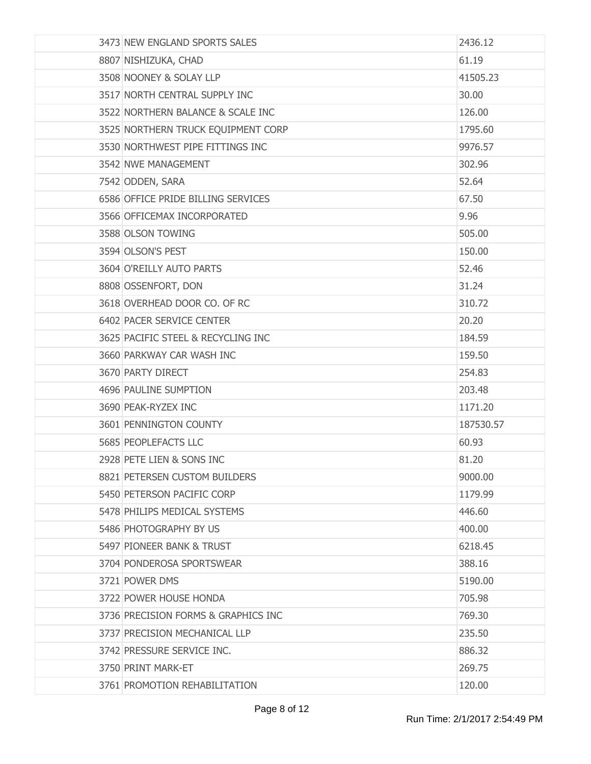| | | |
|---|---|---|
| 3473 | NEW ENGLAND SPORTS SALES | 2436.12 |
| 8807 | NISHIZUKA, CHAD | 61.19 |
| 3508 | NOONEY & SOLAY LLP | 41505.23 |
| 3517 | NORTH CENTRAL SUPPLY INC | 30.00 |
| 3522 | NORTHERN BALANCE & SCALE INC | 126.00 |
| 3525 | NORTHERN TRUCK EQUIPMENT CORP | 1795.60 |
| 3530 | NORTHWEST PIPE FITTINGS INC | 9976.57 |
| 3542 | NWE MANAGEMENT | 302.96 |
| 7542 | ODDEN, SARA | 52.64 |
| 6586 | OFFICE PRIDE BILLING SERVICES | 67.50 |
| 3566 | OFFICEMAX INCORPORATED | 9.96 |
| 3588 | OLSON TOWING | 505.00 |
| 3594 | OLSON'S PEST | 150.00 |
| 3604 | O'REILLY AUTO PARTS | 52.46 |
| 8808 | OSSENFORT, DON | 31.24 |
| 3618 | OVERHEAD DOOR CO. OF RC | 310.72 |
| 6402 | PACER SERVICE CENTER | 20.20 |
| 3625 | PACIFIC STEEL & RECYCLING INC | 184.59 |
| 3660 | PARKWAY CAR WASH INC | 159.50 |
| 3670 | PARTY DIRECT | 254.83 |
| 4696 | PAULINE SUMPTION | 203.48 |
| 3690 | PEAK-RYZEX INC | 1171.20 |
| 3601 | PENNINGTON COUNTY | 187530.57 |
| 5685 | PEOPLEFACTS LLC | 60.93 |
| 2928 | PETE LIEN & SONS INC | 81.20 |
| 8821 | PETERSEN CUSTOM BUILDERS | 9000.00 |
| 5450 | PETERSON PACIFIC CORP | 1179.99 |
| 5478 | PHILIPS MEDICAL SYSTEMS | 446.60 |
| 5486 | PHOTOGRAPHY BY US | 400.00 |
| 5497 | PIONEER BANK & TRUST | 6218.45 |
| 3704 | PONDEROSA SPORTSWEAR | 388.16 |
| 3721 | POWER DMS | 5190.00 |
| 3722 | POWER HOUSE HONDA | 705.98 |
| 3736 | PRECISION FORMS & GRAPHICS INC | 769.30 |
| 3737 | PRECISION MECHANICAL LLP | 235.50 |
| 3742 | PRESSURE SERVICE INC. | 886.32 |
| 3750 | PRINT MARK-ET | 269.75 |
| 3761 | PROMOTION REHABILITATION | 120.00 |

Run Time: 2/1/2017 2:54:49 PM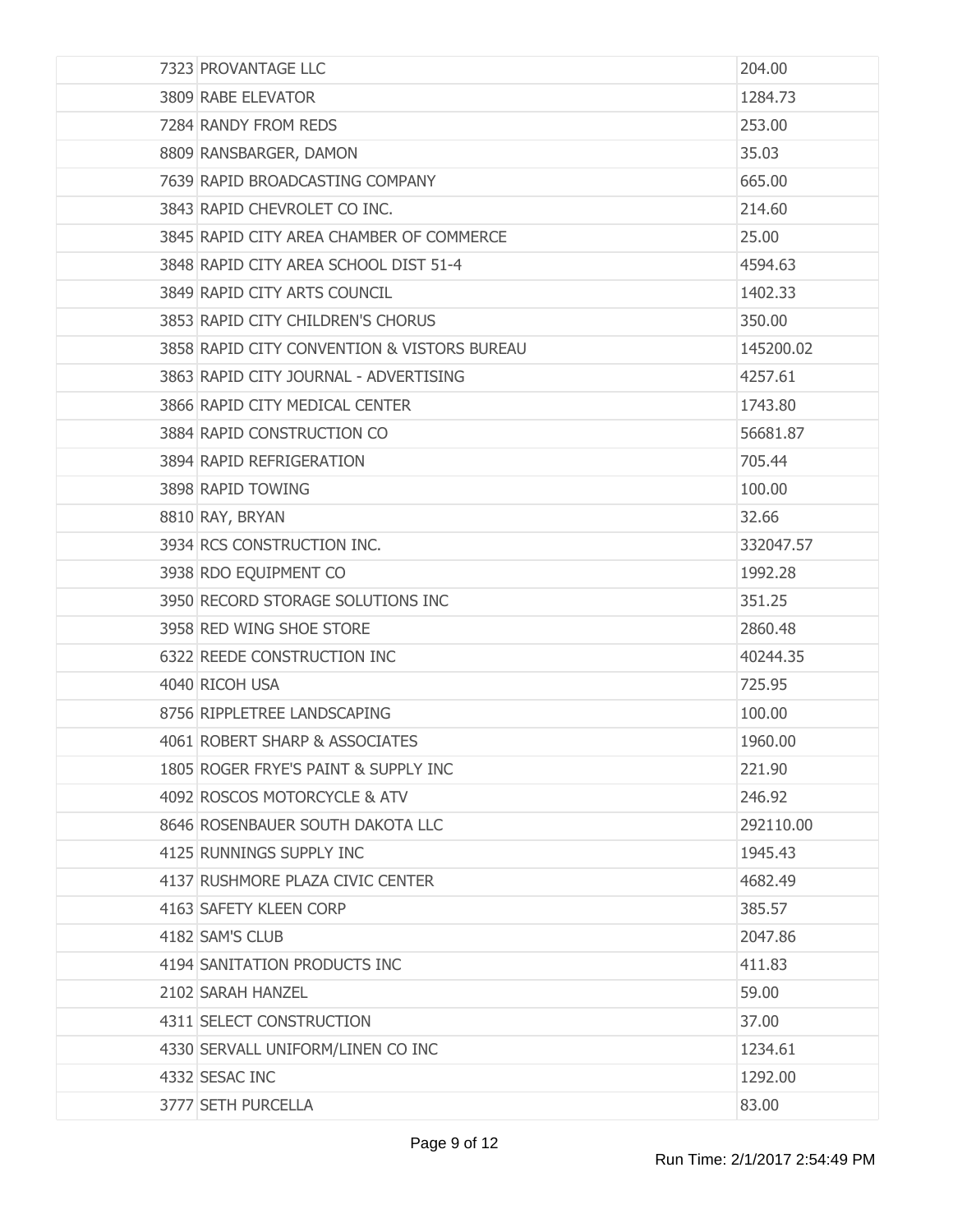| | | |
|---|---|---|
| 7323 | PROVANTAGE LLC | 204.00 |
| 3809 | RABE ELEVATOR | 1284.73 |
| 7284 | RANDY FROM REDS | 253.00 |
| 8809 | RANSBARGER, DAMON | 35.03 |
| 7639 | RAPID BROADCASTING COMPANY | 665.00 |
| 3843 | RAPID CHEVROLET CO INC. | 214.60 |
| 3845 | RAPID CITY AREA CHAMBER OF COMMERCE | 25.00 |
| 3848 | RAPID CITY AREA SCHOOL DIST 51-4 | 4594.63 |
| 3849 | RAPID CITY ARTS COUNCIL | 1402.33 |
| 3853 | RAPID CITY CHILDREN'S CHORUS | 350.00 |
| 3858 | RAPID CITY CONVENTION & VISTORS BUREAU | 145200.02 |
| 3863 | RAPID CITY JOURNAL - ADVERTISING | 4257.61 |
| 3866 | RAPID CITY MEDICAL CENTER | 1743.80 |
| 3884 | RAPID CONSTRUCTION CO | 56681.87 |
| 3894 | RAPID REFRIGERATION | 705.44 |
| 3898 | RAPID TOWING | 100.00 |
| 8810 | RAY, BRYAN | 32.66 |
| 3934 | RCS CONSTRUCTION INC. | 332047.57 |
| 3938 | RDO EQUIPMENT CO | 1992.28 |
| 3950 | RECORD STORAGE SOLUTIONS INC | 351.25 |
| 3958 | RED WING SHOE STORE | 2860.48 |
| 6322 | REEDE CONSTRUCTION INC | 40244.35 |
| 4040 | RICOH USA | 725.95 |
| 8756 | RIPPLETREE LANDSCAPING | 100.00 |
| 4061 | ROBERT SHARP & ASSOCIATES | 1960.00 |
| 1805 | ROGER FRYE'S PAINT & SUPPLY INC | 221.90 |
| 4092 | ROSCOS MOTORCYCLE & ATV | 246.92 |
| 8646 | ROSENBAUER SOUTH DAKOTA LLC | 292110.00 |
| 4125 | RUNNINGS SUPPLY INC | 1945.43 |
| 4137 | RUSHMORE PLAZA CIVIC CENTER | 4682.49 |
| 4163 | SAFETY KLEEN CORP | 385.57 |
| 4182 | SAM'S CLUB | 2047.86 |
| 4194 | SANITATION PRODUCTS INC | 411.83 |
| 2102 | SARAH HANZEL | 59.00 |
| 4311 | SELECT CONSTRUCTION | 37.00 |
| 4330 | SERVALL UNIFORM/LINEN CO INC | 1234.61 |
| 4332 | SESAC INC | 1292.00 |
| 3777 | SETH PURCELLA | 83.00 |

Run Time: 2/1/2017 2:54:49 PM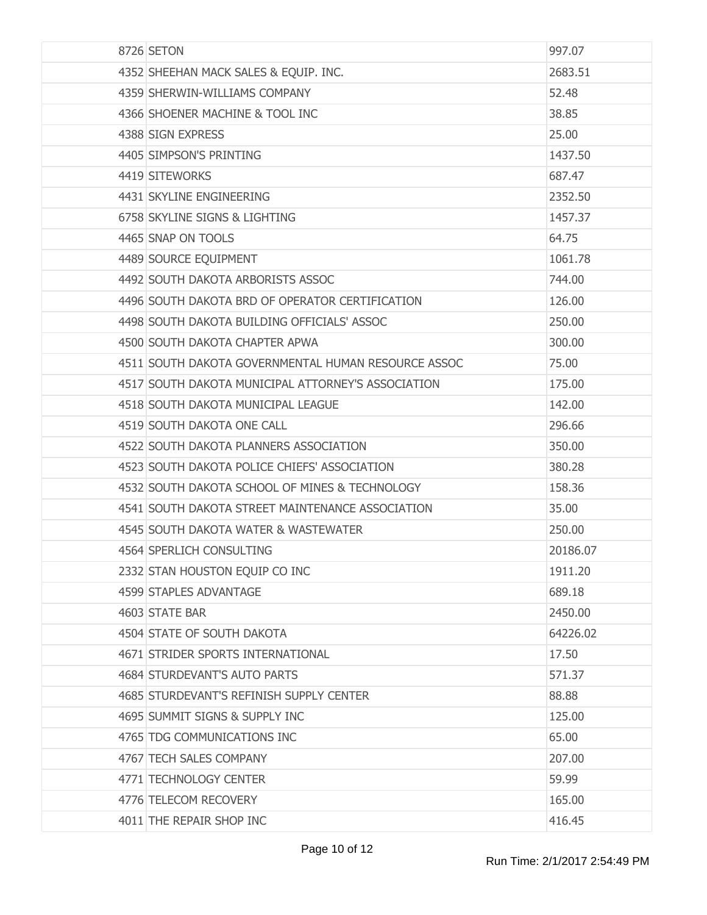| | | |
|---|---|---|
| 8726 | SETON | 997.07 |
| 4352 | SHEEHAN MACK SALES & EQUIP. INC. | 2683.51 |
| 4359 | SHERWIN-WILLIAMS COMPANY | 52.48 |
| 4366 | SHOENER MACHINE & TOOL INC | 38.85 |
| 4388 | SIGN EXPRESS | 25.00 |
| 4405 | SIMPSON'S PRINTING | 1437.50 |
| 4419 | SITEWORKS | 687.47 |
| 4431 | SKYLINE ENGINEERING | 2352.50 |
| 6758 | SKYLINE SIGNS & LIGHTING | 1457.37 |
| 4465 | SNAP ON TOOLS | 64.75 |
| 4489 | SOURCE EQUIPMENT | 1061.78 |
| 4492 | SOUTH DAKOTA ARBORISTS ASSOC | 744.00 |
| 4496 | SOUTH DAKOTA BRD OF OPERATOR CERTIFICATION | 126.00 |
| 4498 | SOUTH DAKOTA BUILDING OFFICIALS' ASSOC | 250.00 |
| 4500 | SOUTH DAKOTA CHAPTER APWA | 300.00 |
| 4511 | SOUTH DAKOTA GOVERNMENTAL HUMAN RESOURCE ASSOC | 75.00 |
| 4517 | SOUTH DAKOTA MUNICIPAL ATTORNEY'S ASSOCIATION | 175.00 |
| 4518 | SOUTH DAKOTA MUNICIPAL LEAGUE | 142.00 |
| 4519 | SOUTH DAKOTA ONE CALL | 296.66 |
| 4522 | SOUTH DAKOTA PLANNERS ASSOCIATION | 350.00 |
| 4523 | SOUTH DAKOTA POLICE CHIEFS' ASSOCIATION | 380.28 |
| 4532 | SOUTH DAKOTA SCHOOL OF MINES & TECHNOLOGY | 158.36 |
| 4541 | SOUTH DAKOTA STREET MAINTENANCE ASSOCIATION | 35.00 |
| 4545 | SOUTH DAKOTA WATER & WASTEWATER | 250.00 |
| 4564 | SPERLICH CONSULTING | 20186.07 |
| 2332 | STAN HOUSTON EQUIP CO INC | 1911.20 |
| 4599 | STAPLES ADVANTAGE | 689.18 |
| 4603 | STATE BAR | 2450.00 |
| 4504 | STATE OF SOUTH DAKOTA | 64226.02 |
| 4671 | STRIDER SPORTS INTERNATIONAL | 17.50 |
| 4684 | STURDEVANT'S AUTO PARTS | 571.37 |
| 4685 | STURDEVANT'S REFINISH SUPPLY CENTER | 88.88 |
| 4695 | SUMMIT SIGNS & SUPPLY INC | 125.00 |
| 4765 | TDG COMMUNICATIONS INC | 65.00 |
| 4767 | TECH SALES COMPANY | 207.00 |
| 4771 | TECHNOLOGY CENTER | 59.99 |
| 4776 | TELECOM RECOVERY | 165.00 |
| 4011 | THE REPAIR SHOP INC | 416.45 |

Run Time: 2/1/2017 2:54:49 PM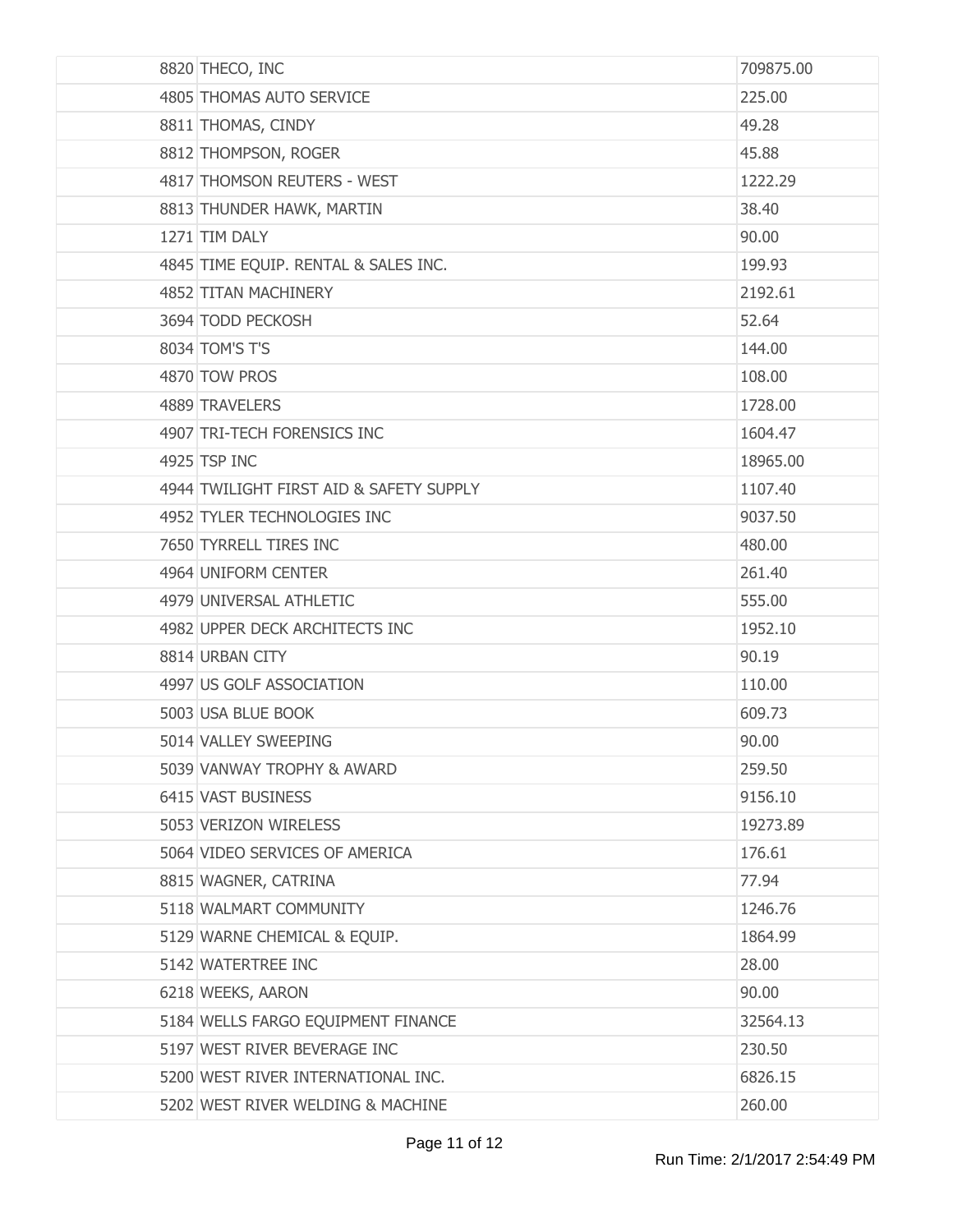| | | |
|---|---|---|
| 8820 | THECO, INC | 709875.00 |
| 4805 | THOMAS AUTO SERVICE | 225.00 |
| 8811 | THOMAS, CINDY | 49.28 |
| 8812 | THOMPSON, ROGER | 45.88 |
| 4817 | THOMSON REUTERS - WEST | 1222.29 |
| 8813 | THUNDER HAWK, MARTIN | 38.40 |
| 1271 | TIM DALY | 90.00 |
| 4845 | TIME EQUIP. RENTAL & SALES INC. | 199.93 |
| 4852 | TITAN MACHINERY | 2192.61 |
| 3694 | TODD PECKOSH | 52.64 |
| 8034 | TOM'S T'S | 144.00 |
| 4870 | TOW PROS | 108.00 |
| 4889 | TRAVELERS | 1728.00 |
| 4907 | TRI-TECH FORENSICS INC | 1604.47 |
| 4925 | TSP INC | 18965.00 |
| 4944 | TWILIGHT FIRST AID & SAFETY SUPPLY | 1107.40 |
| 4952 | TYLER TECHNOLOGIES INC | 9037.50 |
| 7650 | TYRRELL TIRES INC | 480.00 |
| 4964 | UNIFORM CENTER | 261.40 |
| 4979 | UNIVERSAL ATHLETIC | 555.00 |
| 4982 | UPPER DECK ARCHITECTS INC | 1952.10 |
| 8814 | URBAN CITY | 90.19 |
| 4997 | US GOLF ASSOCIATION | 110.00 |
| 5003 | USA BLUE BOOK | 609.73 |
| 5014 | VALLEY SWEEPING | 90.00 |
| 5039 | VANWAY TROPHY & AWARD | 259.50 |
| 6415 | VAST BUSINESS | 9156.10 |
| 5053 | VERIZON WIRELESS | 19273.89 |
| 5064 | VIDEO SERVICES OF AMERICA | 176.61 |
| 8815 | WAGNER, CATRINA | 77.94 |
| 5118 | WALMART COMMUNITY | 1246.76 |
| 5129 | WARNE CHEMICAL & EQUIP. | 1864.99 |
| 5142 | WATERTREE INC | 28.00 |
| 6218 | WEEKS, AARON | 90.00 |
| 5184 | WELLS FARGO EQUIPMENT FINANCE | 32564.13 |
| 5197 | WEST RIVER BEVERAGE INC | 230.50 |
| 5200 | WEST RIVER INTERNATIONAL INC. | 6826.15 |
| 5202 | WEST RIVER WELDING & MACHINE | 260.00 |

Run Time: 2/1/2017 2:54:49 PM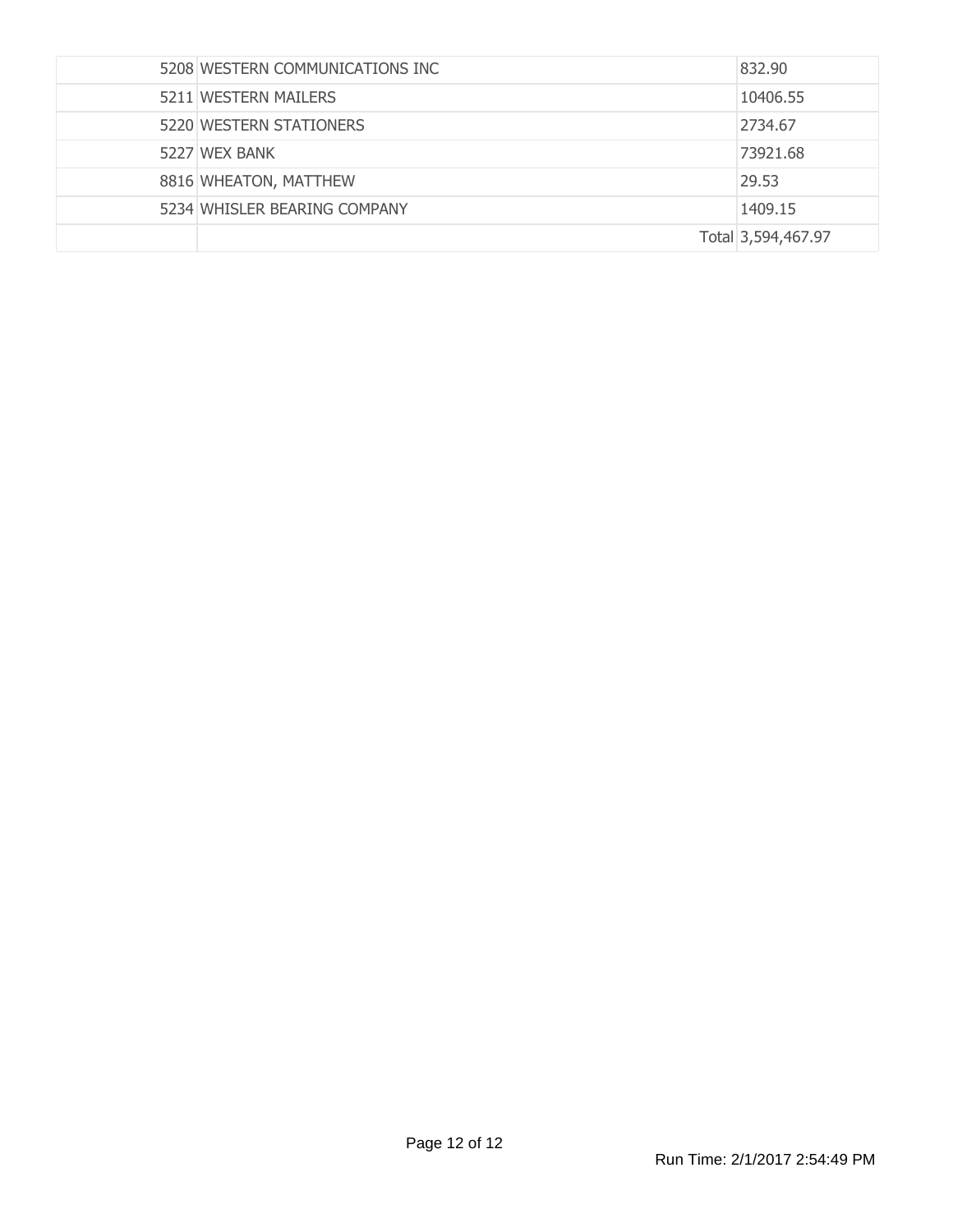| | | |
|---|---|---|
| 5208 | WESTERN COMMUNICATIONS INC | 832.90 |
| 5211 | WESTERN MAILERS | 10406.55 |
| 5220 | WESTERN STATIONERS | 2734.67 |
| 5227 | WEX BANK | 73921.68 |
| 8816 | WHEATON, MATTHEW | 29.53 |
| 5234 | WHISLER BEARING COMPANY | 1409.15 |
| | Total | 3,594,467.97 |

Run Time: 2/1/2017 2:54:49 PM